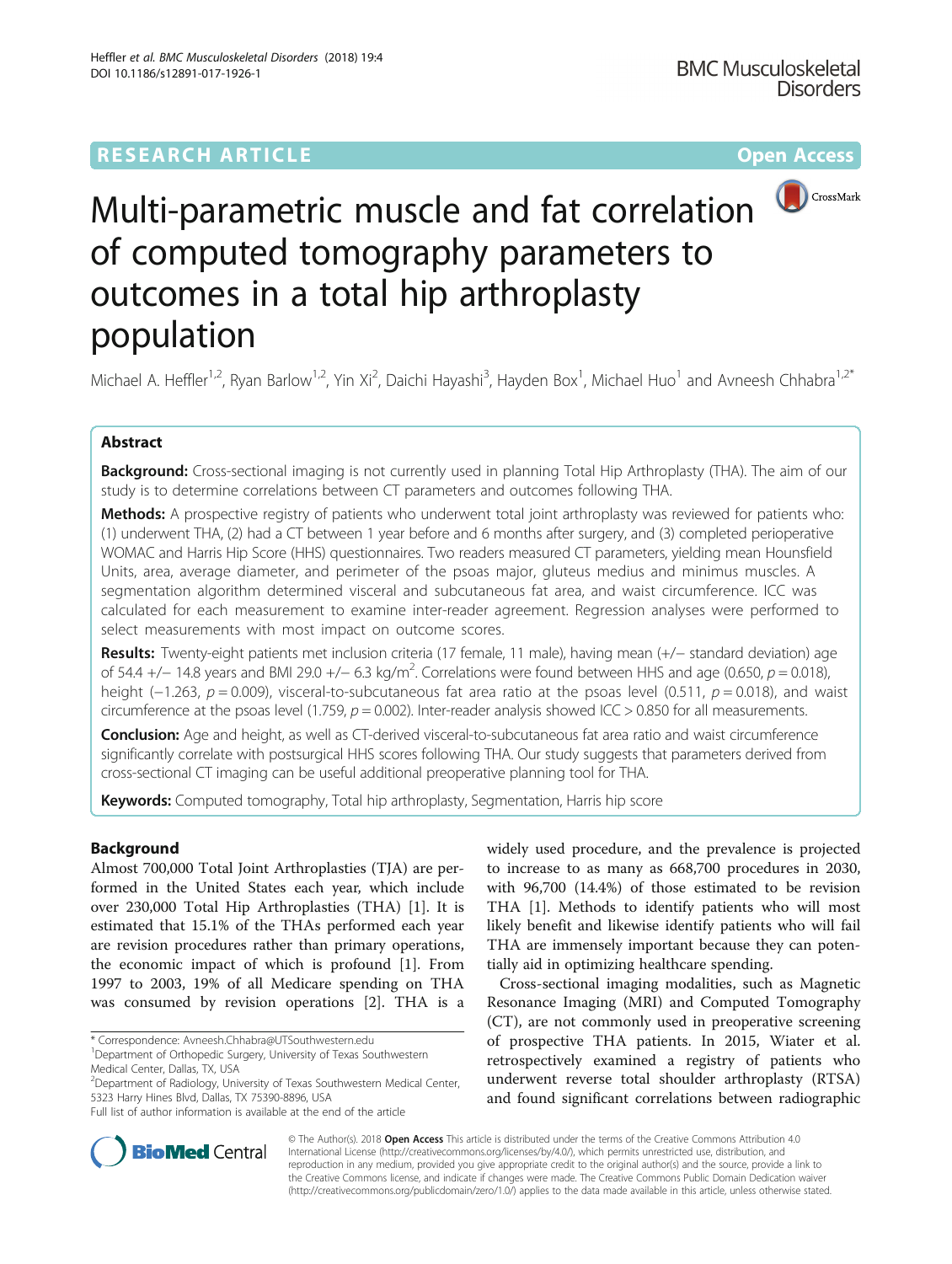RESEARCH ARTICLE

Open Access

# Multi-parametric muscle and fat correlation of computed tomography parameters to outcomes in a total hip arthroplasty population

Michael A. Heffler[1,2], Ryan Barlow[1,2], Yin Xi[2], Daichi Hayashi[3], Hayden Box[1], Michael Huo[1] and Avneesh Chhabra[1,2*]

## Abstract

**Background:** Cross-sectional imaging is not currently used in planning Total Hip Arthroplasty (THA). The aim of our study is to determine correlations between CT parameters and outcomes following THA.

**Methods:** A prospective registry of patients who underwent total joint arthroplasty was reviewed for patients who: (1) underwent THA, (2) had a CT between 1 year before and 6 months after surgery, and (3) completed perioperative WOMAC and Harris Hip Score (HHS) questionnaires. Two readers measured CT parameters, yielding mean Hounsfield Units, area, average diameter, and perimeter of the psoas major, gluteus medius and minimus muscles. A segmentation algorithm determined visceral and subcutaneous fat area, and waist circumference. ICC was calculated for each measurement to examine inter-reader agreement. Regression analyses were performed to select measurements with most impact on outcome scores.

**Results:** Twenty-eight patients met inclusion criteria (17 female, 11 male), having mean (+/− standard deviation) age of 54.4 +/− 14.8 years and BMI 29.0 +/− 6.3 kg/m$^2$. Correlations were found between HHS and age (0.650, $p = 0.018$), height (−1.263, $p = 0.009$), visceral-to-subcutaneous fat area ratio at the psoas level (0.511, $p = 0.018$), and waist circumference at the psoas level (1.759, $p = 0.002$). Inter-reader analysis showed ICC > 0.850 for all measurements.

**Conclusion:** Age and height, as well as CT-derived visceral-to-subcutaneous fat area ratio and waist circumference significantly correlate with postsurgical HHS scores following THA. Our study suggests that parameters derived from cross-sectional CT imaging can be useful additional preoperative planning tool for THA.

**Keywords:** Computed tomography, Total hip arthroplasty, Segmentation, Harris hip score

## Background

Almost 700,000 Total Joint Arthroplasties (TJA) are performed in the United States each year, which include over 230,000 Total Hip Arthroplasties (THA) [1]. It is estimated that 15.1% of the THAs performed each year are revision procedures rather than primary operations, the economic impact of which is profound [1]. From 1997 to 2003, 19% of all Medicare spending on THA was consumed by revision operations [2]. THA is a widely used procedure, and the prevalence is projected to increase to as many as 668,700 procedures in 2030, with 96,700 (14.4%) of those estimated to be revision THA [1]. Methods to identify patients who will most likely benefit and likewise identify patients who will fail THA are immensely important because they can potentially aid in optimizing healthcare spending.

Cross-sectional imaging modalities, such as Magnetic Resonance Imaging (MRI) and Computed Tomography (CT), are not commonly used in preoperative screening of prospective THA patients. In 2015, Wiater et al. retrospectively examined a registry of patients who underwent reverse total shoulder arthroplasty (RTSA) and found significant correlations between radiographic

\* Correspondence: Avneesh.Chhabra@UTSouthwestern.edu
[1]Department of Orthopedic Surgery, University of Texas Southwestern Medical Center, Dallas, TX, USA
[2]Department of Radiology, University of Texas Southwestern Medical Center, 5323 Harry Hines Blvd, Dallas, TX 75390-8896, USA
Full list of author information is available at the end of the article

© The Author(s). 2018 **Open Access** This article is distributed under the terms of the Creative Commons Attribution 4.0 International License (http://creativecommons.org/licenses/by/4.0/), which permits unrestricted use, distribution, and reproduction in any medium, provided you give appropriate credit to the original author(s) and the source, provide a link to the Creative Commons license, and indicate if changes were made. The Creative Commons Public Domain Dedication waiver (http://creativecommons.org/publicdomain/zero/1.0/) applies to the data made available in this article, unless otherwise stated.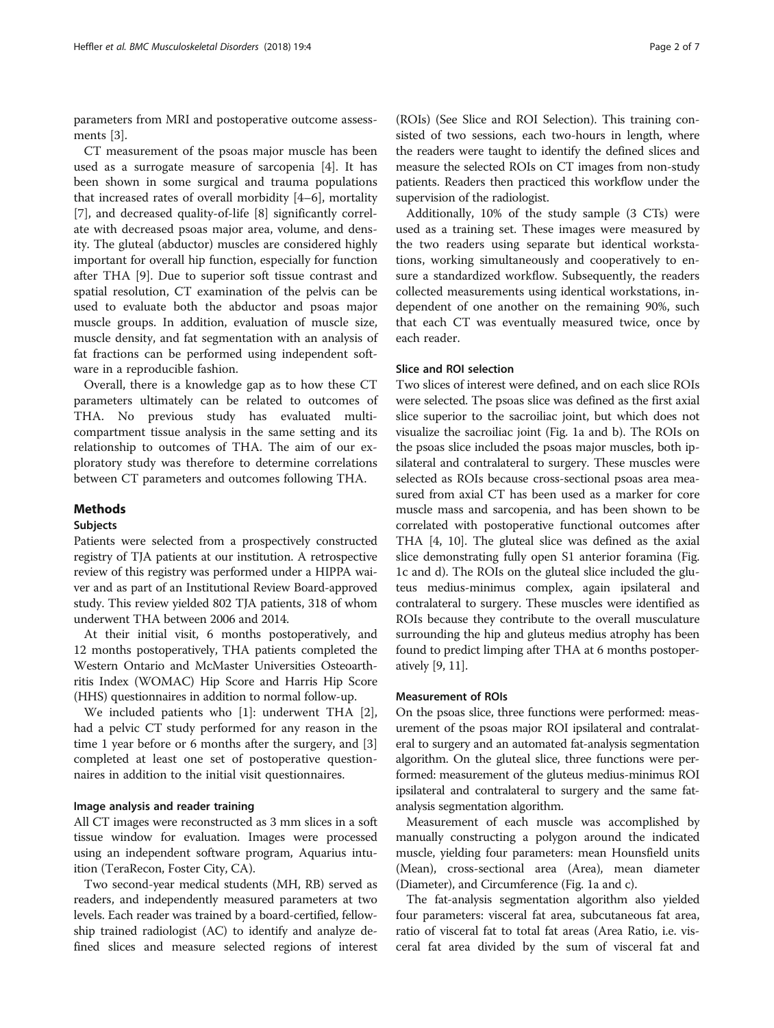parameters from MRI and postoperative outcome assessments [3].

CT measurement of the psoas major muscle has been used as a surrogate measure of sarcopenia [4]. It has been shown in some surgical and trauma populations that increased rates of overall morbidity [4–6], mortality [7], and decreased quality-of-life [8] significantly correlate with decreased psoas major area, volume, and density. The gluteal (abductor) muscles are considered highly important for overall hip function, especially for function after THA [9]. Due to superior soft tissue contrast and spatial resolution, CT examination of the pelvis can be used to evaluate both the abductor and psoas major muscle groups. In addition, evaluation of muscle size, muscle density, and fat segmentation with an analysis of fat fractions can be performed using independent software in a reproducible fashion.

Overall, there is a knowledge gap as to how these CT parameters ultimately can be related to outcomes of THA. No previous study has evaluated multi-compartment tissue analysis in the same setting and its relationship to outcomes of THA. The aim of our exploratory study was therefore to determine correlations between CT parameters and outcomes following THA.

## Methods

### Subjects

Patients were selected from a prospectively constructed registry of TJA patients at our institution. A retrospective review of this registry was performed under a HIPPA waiver and as part of an Institutional Review Board-approved study. This review yielded 802 TJA patients, 318 of whom underwent THA between 2006 and 2014.

At their initial visit, 6 months postoperatively, and 12 months postoperatively, THA patients completed the Western Ontario and McMaster Universities Osteoarthritis Index (WOMAC) Hip Score and Harris Hip Score (HHS) questionnaires in addition to normal follow-up.

We included patients who [1]: underwent THA [2], had a pelvic CT study performed for any reason in the time 1 year before or 6 months after the surgery, and [3] completed at least one set of postoperative questionnaires in addition to the initial visit questionnaires.

### Image analysis and reader training

All CT images were reconstructed as 3 mm slices in a soft tissue window for evaluation. Images were processed using an independent software program, Aquarius intuition (TeraRecon, Foster City, CA).

Two second-year medical students (MH, RB) served as readers, and independently measured parameters at two levels. Each reader was trained by a board-certified, fellowship trained radiologist (AC) to identify and analyze defined slices and measure selected regions of interest (ROIs) (See Slice and ROI Selection). This training consisted of two sessions, each two-hours in length, where the readers were taught to identify the defined slices and measure the selected ROIs on CT images from non-study patients. Readers then practiced this workflow under the supervision of the radiologist.

Additionally, 10% of the study sample (3 CTs) were used as a training set. These images were measured by the two readers using separate but identical workstations, working simultaneously and cooperatively to ensure a standardized workflow. Subsequently, the readers collected measurements using identical workstations, independent of one another on the remaining 90%, such that each CT was eventually measured twice, once by each reader.

### Slice and ROI selection

Two slices of interest were defined, and on each slice ROIs were selected. The psoas slice was defined as the first axial slice superior to the sacroiliac joint, but which does not visualize the sacroiliac joint (Fig. 1a and b). The ROIs on the psoas slice included the psoas major muscles, both ipsilateral and contralateral to surgery. These muscles were selected as ROIs because cross-sectional psoas area measured from axial CT has been used as a marker for core muscle mass and sarcopenia, and has been shown to be correlated with postoperative functional outcomes after THA [4, 10]. The gluteal slice was defined as the axial slice demonstrating fully open S1 anterior foramina (Fig. 1c and d). The ROIs on the gluteal slice included the gluteus medius-minimus complex, again ipsilateral and contralateral to surgery. These muscles were identified as ROIs because they contribute to the overall musculature surrounding the hip and gluteus medius atrophy has been found to predict limping after THA at 6 months postoperatively [9, 11].

### Measurement of ROIs

On the psoas slice, three functions were performed: measurement of the psoas major ROI ipsilateral and contralateral to surgery and an automated fat-analysis segmentation algorithm. On the gluteal slice, three functions were performed: measurement of the gluteus medius-minimus ROI ipsilateral and contralateral to surgery and the same fat-analysis segmentation algorithm.

Measurement of each muscle was accomplished by manually constructing a polygon around the indicated muscle, yielding four parameters: mean Hounsfield units (Mean), cross-sectional area (Area), mean diameter (Diameter), and Circumference (Fig. 1a and c).

The fat-analysis segmentation algorithm also yielded four parameters: visceral fat area, subcutaneous fat area, ratio of visceral fat to total fat areas (Area Ratio, i.e. visceral fat area divided by the sum of visceral fat and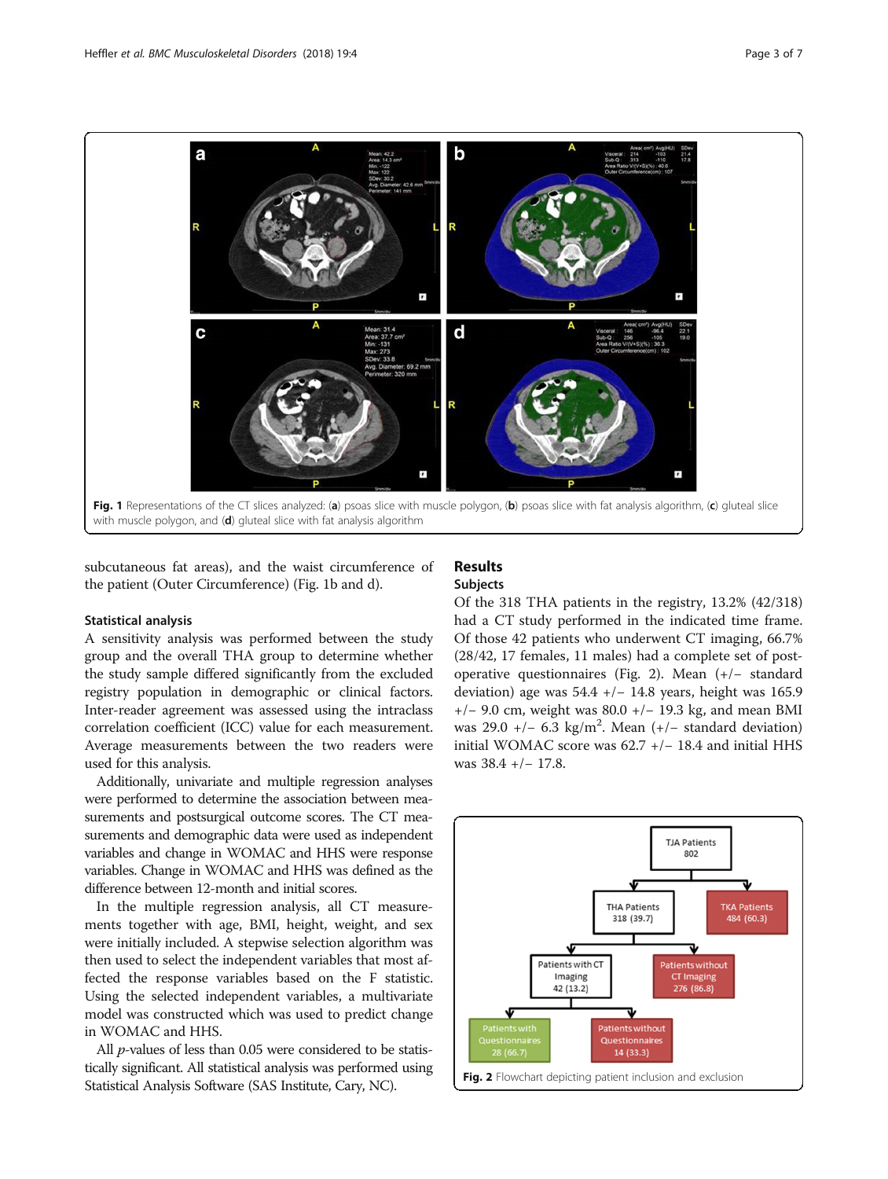Fig. 1 Representations of the CT slices analyzed: (**a**) psoas slice with muscle polygon, (**b**) psoas slice with fat analysis algorithm, (**c**) gluteal slice with muscle polygon, and (**d**) gluteal slice with fat analysis algorithm

subcutaneous fat areas), and the waist circumference of the patient (Outer Circumference) (Fig. 1b and d).

### Statistical analysis

A sensitivity analysis was performed between the study group and the overall THA group to determine whether the study sample differed significantly from the excluded registry population in demographic or clinical factors. Inter-reader agreement was assessed using the intraclass correlation coefficient (ICC) value for each measurement. Average measurements between the two readers were used for this analysis.

Additionally, univariate and multiple regression analyses were performed to determine the association between measurements and postsurgical outcome scores. The CT measurements and demographic data were used as independent variables and change in WOMAC and HHS were response variables. Change in WOMAC and HHS was defined as the difference between 12-month and initial scores.

In the multiple regression analysis, all CT measurements together with age, BMI, height, weight, and sex were initially included. A stepwise selection algorithm was then used to select the independent variables that most affected the response variables based on the F statistic. Using the selected independent variables, a multivariate model was constructed which was used to predict change in WOMAC and HHS.

All *p*-values of less than 0.05 were considered to be statistically significant. All statistical analysis was performed using Statistical Analysis Software (SAS Institute, Cary, NC).

## Results

### Subjects

Of the 318 THA patients in the registry, 13.2% (42/318) had a CT study performed in the indicated time frame. Of those 42 patients who underwent CT imaging, 66.7% (28/42, 17 females, 11 males) had a complete set of postoperative questionnaires (Fig. 2). Mean (+/− standard deviation) age was 54.4 +/− 14.8 years, height was 165.9 +/− 9.0 cm, weight was 80.0 +/− 19.3 kg, and mean BMI was 29.0 +/− 6.3 kg/m$^2$. Mean (+/− standard deviation) initial WOMAC score was 62.7 +/− 18.4 and initial HHS was 38.4 +/− 17.8.

Fig. 2 Flowchart depicting patient inclusion and exclusion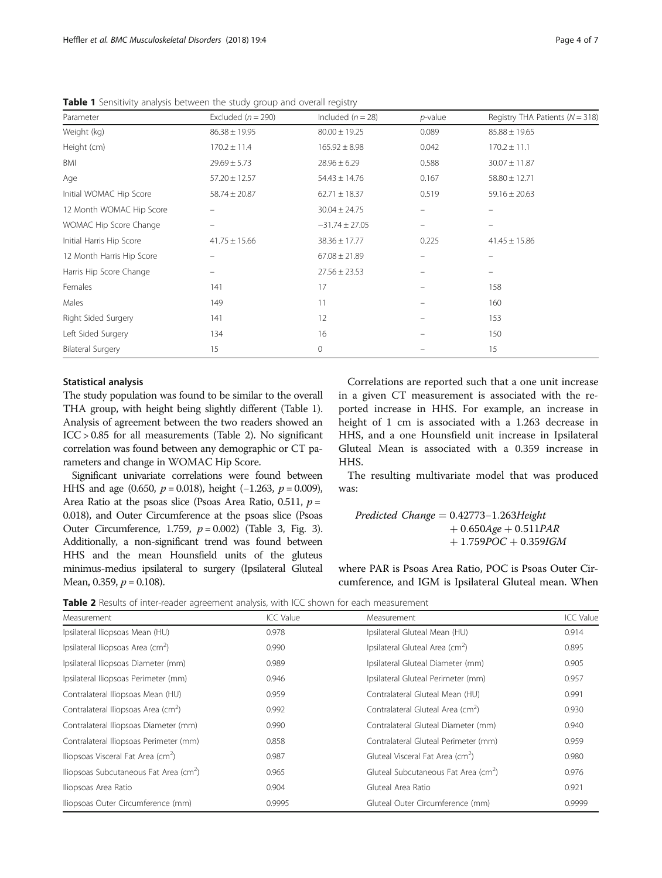**Table 1** Sensitivity analysis between the study group and overall registry

| Parameter | Excluded ($n = 290$) | Included ($n = 28$) | $p$-value | Registry THA Patients ($N = 318$) |
|---|---|---|---|---|
| Weight (kg) | 86.38 ± 19.95 | 80.00 ± 19.25 | 0.089 | 85.88 ± 19.65 |
| Height (cm) | 170.2 ± 11.4 | 165.92 ± 8.98 | 0.042 | 170.2 ± 11.1 |
| BMI | 29.69 ± 5.73 | 28.96 ± 6.29 | 0.588 | 30.07 ± 11.87 |
| Age | 57.20 ± 12.57 | 54.43 ± 14.76 | 0.167 | 58.80 ± 12.71 |
| Initial WOMAC Hip Score | 58.74 ± 20.87 | 62.71 ± 18.37 | 0.519 | 59.16 ± 20.63 |
| 12 Month WOMAC Hip Score | – | 30.04 ± 24.75 | – | – |
| WOMAC Hip Score Change | – | −31.74 ± 27.05 | – | – |
| Initial Harris Hip Score | 41.75 ± 15.66 | 38.36 ± 17.77 | 0.225 | 41.45 ± 15.86 |
| 12 Month Harris Hip Score | – | 67.08 ± 21.89 | – | – |
| Harris Hip Score Change | – | 27.56 ± 23.53 | – | – |
| Females | 141 | 17 | – | 158 |
| Males | 149 | 11 | – | 160 |
| Right Sided Surgery | 141 | 12 | – | 153 |
| Left Sided Surgery | 134 | 16 | – | 150 |
| Bilateral Surgery | 15 | 0 | – | 15 |

### Statistical analysis

The study population was found to be similar to the overall THA group, with height being slightly different (Table 1). Analysis of agreement between the two readers showed an ICC > 0.85 for all measurements (Table 2). No significant correlation was found between any demographic or CT parameters and change in WOMAC Hip Score.

Significant univariate correlations were found between HHS and age (0.650, $p = 0.018$), height (−1.263, $p = 0.009$), Area Ratio at the psoas slice (Psoas Area Ratio, 0.511, $p = 0.018$), and Outer Circumference at the psoas slice (Psoas Outer Circumference, 1.759, $p = 0.002$) (Table 3, Fig. 3). Additionally, a non-significant trend was found between HHS and the mean Hounsfield units of the gluteus minimus-medius ipsilateral to surgery (Ipsilateral Gluteal Mean, 0.359, $p = 0.108$).

Correlations are reported such that a one unit increase in a given CT measurement is associated with the reported increase in HHS. For example, an increase in height of 1 cm is associated with a 1.263 decrease in HHS, and a one Hounsfield unit increase in Ipsilateral Gluteal Mean is associated with a 0.359 increase in HHS.

The resulting multivariate model that was produced was:

$$Predicted\ Change = 0.42773 - 1.263Height + 0.650Age + 0.511PAR + 1.759POC + 0.359IGM$$

where PAR is Psoas Area Ratio, POC is Psoas Outer Circumference, and IGM is Ipsilateral Gluteal mean. When

**Table 2** Results of inter-reader agreement analysis, with ICC shown for each measurement

| Measurement | ICC Value | Measurement | ICC Value |
|---|---|---|---|
| Ipsilateral Iliopsoas Mean (HU) | 0.978 | Ipsilateral Gluteal Mean (HU) | 0.914 |
| Ipsilateral Iliopsoas Area (cm$^2$) | 0.990 | Ipsilateral Gluteal Area (cm$^2$) | 0.895 |
| Ipsilateral Iliopsoas Diameter (mm) | 0.989 | Ipsilateral Gluteal Diameter (mm) | 0.905 |
| Ipsilateral Iliopsoas Perimeter (mm) | 0.946 | Ipsilateral Gluteal Perimeter (mm) | 0.957 |
| Contralateral Iliopsoas Mean (HU) | 0.959 | Contralateral Gluteal Mean (HU) | 0.991 |
| Contralateral Iliopsoas Area (cm$^2$) | 0.992 | Contralateral Gluteal Area (cm$^2$) | 0.930 |
| Contralateral Iliopsoas Diameter (mm) | 0.990 | Contralateral Gluteal Diameter (mm) | 0.940 |
| Contralateral Iliopsoas Perimeter (mm) | 0.858 | Contralateral Gluteal Perimeter (mm) | 0.959 |
| Iliopsoas Visceral Fat Area (cm$^2$) | 0.987 | Gluteal Visceral Fat Area (cm$^2$) | 0.980 |
| Iliopsoas Subcutaneous Fat Area (cm$^2$) | 0.965 | Gluteal Subcutaneous Fat Area (cm$^2$) | 0.976 |
| Iliopsoas Area Ratio | 0.904 | Gluteal Area Ratio | 0.921 |
| Iliopsoas Outer Circumference (mm) | 0.9995 | Gluteal Outer Circumference (mm) | 0.9999 |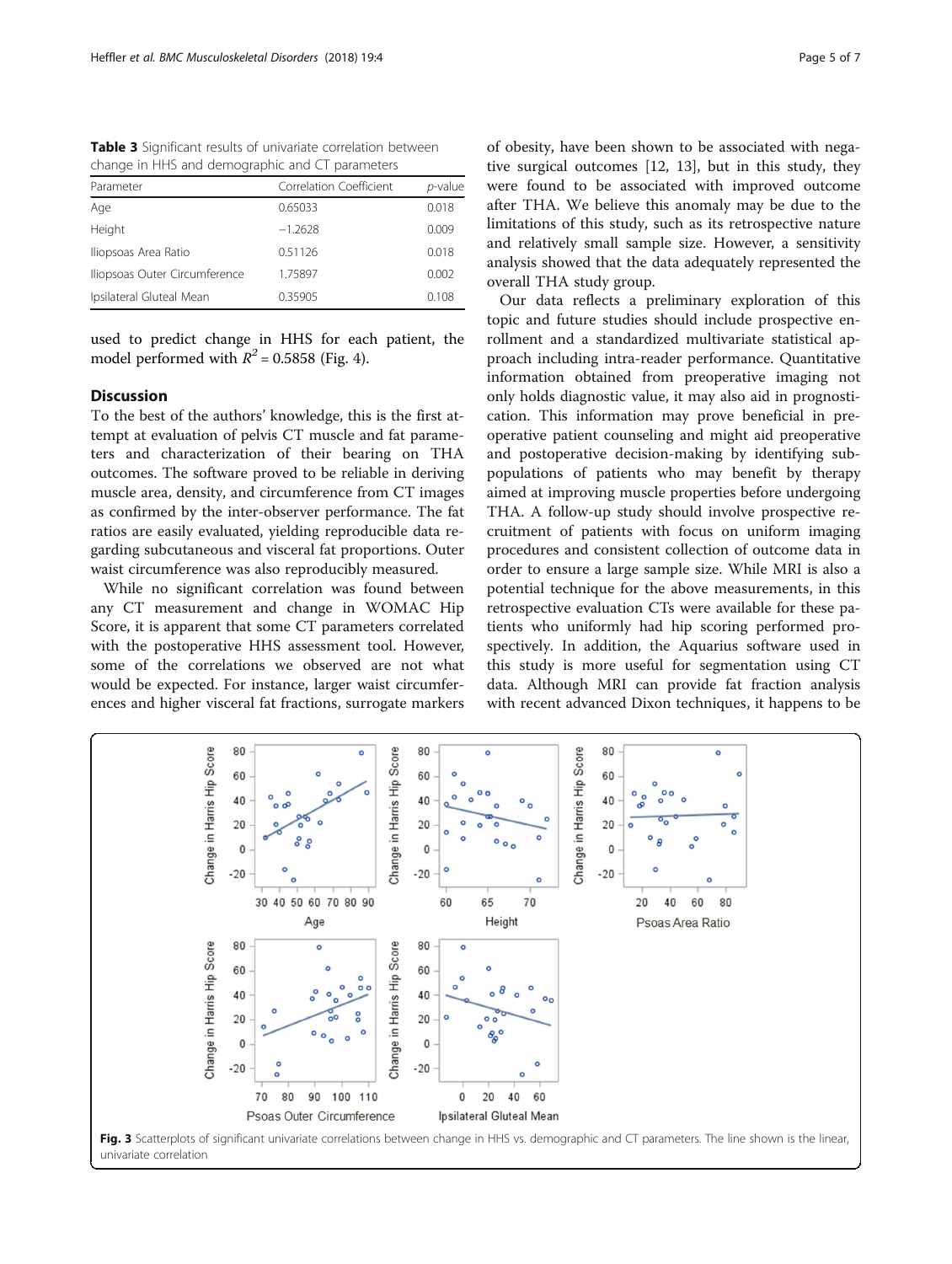**Table 3** Significant results of univariate correlation between change in HHS and demographic and CT parameters

| Parameter | Correlation Coefficient | *p*-value |
|---|---|---|
| Age | 0.65033 | 0.018 |
| Height | −1.2628 | 0.009 |
| Iliopsoas Area Ratio | 0.51126 | 0.018 |
| Iliopsoas Outer Circumference | 1.75897 | 0.002 |
| Ipsilateral Gluteal Mean | 0.35905 | 0.108 |

used to predict change in HHS for each patient, the model performed with $R^2 = 0.5858$ (Fig. 4).

## Discussion

To the best of the authors' knowledge, this is the first attempt at evaluation of pelvis CT muscle and fat parameters and characterization of their bearing on THA outcomes. The software proved to be reliable in deriving muscle area, density, and circumference from CT images as confirmed by the inter-observer performance. The fat ratios are easily evaluated, yielding reproducible data regarding subcutaneous and visceral fat proportions. Outer waist circumference was also reproducibly measured.

While no significant correlation was found between any CT measurement and change in WOMAC Hip Score, it is apparent that some CT parameters correlated with the postoperative HHS assessment tool. However, some of the correlations we observed are not what would be expected. For instance, larger waist circumferences and higher visceral fat fractions, surrogate markers of obesity, have been shown to be associated with negative surgical outcomes [12, 13], but in this study, they were found to be associated with improved outcome after THA. We believe this anomaly may be due to the limitations of this study, such as its retrospective nature and relatively small sample size. However, a sensitivity analysis showed that the data adequately represented the overall THA study group.

Our data reflects a preliminary exploration of this topic and future studies should include prospective enrollment and a standardized multivariate statistical approach including intra-reader performance. Quantitative information obtained from preoperative imaging not only holds diagnostic value, it may also aid in prognostication. This information may prove beneficial in preoperative patient counseling and might aid preoperative and postoperative decision-making by identifying subpopulations of patients who may benefit by therapy aimed at improving muscle properties before undergoing THA. A follow-up study should involve prospective recruitment of patients with focus on uniform imaging procedures and consistent collection of outcome data in order to ensure a large sample size. While MRI is also a potential technique for the above measurements, in this retrospective evaluation CTs were available for these patients who uniformly had hip scoring performed prospectively. In addition, the Aquarius software used in this study is more useful for segmentation using CT data. Although MRI can provide fat fraction analysis with recent advanced Dixon techniques, it happens to be

Change in Harris Hip Score
Age
Height
Psoas Area Ratio
Psoas Outer Circumference
Ipsilateral Gluteal Mean

Fig. 3 Scatterplots of significant univariate correlations between change in HHS vs. demographic and CT parameters. The line shown is the linear, univariate correlation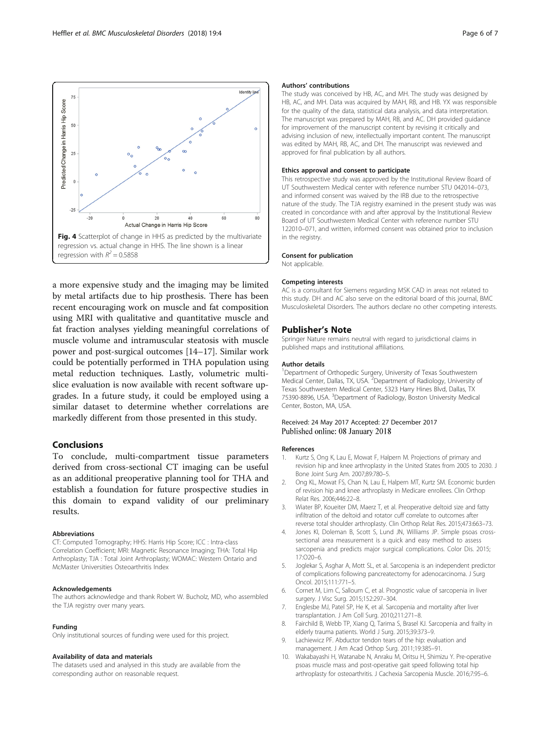Fig. 4 Scatterplot of change in HHS as predicted by the multivariate regression vs. actual change in HHS. The line shown is a linear regression with $R^2 = 0.5858$

a more expensive study and the imaging may be limited by metal artifacts due to hip prosthesis. There has been recent encouraging work on muscle and fat composition using MRI with qualitative and quantitative muscle and fat fraction analyses yielding meaningful correlations of muscle volume and intramuscular steatosis with muscle power and post-surgical outcomes [14–17]. Similar work could be potentially performed in THA population using metal reduction techniques. Lastly, volumetric multi-slice evaluation is now available with recent software upgrades. In a future study, it could be employed using a similar dataset to determine whether correlations are markedly different from those presented in this study.

## Conclusions

To conclude, multi-compartment tissue parameters derived from cross-sectional CT imaging can be useful as an additional preoperative planning tool for THA and establish a foundation for future prospective studies in this domain to expand validity of our preliminary results.

#### Abbreviations

CT: Computed Tomography; HHS: Harris Hip Score; ICC : Intra-class Correlation Coefficient; MRI: Magnetic Resonance Imaging; THA: Total Hip Arthroplasty; TJA : Total Joint Arthroplasty; WOMAC: Western Ontario and McMaster Universities Osteoarthritis Index

#### Acknowledgements

The authors acknowledge and thank Robert W. Bucholz, MD, who assembled the TJA registry over many years.

#### Funding

Only institutional sources of funding were used for this project.

#### Availability of data and materials

The datasets used and analysed in this study are available from the corresponding author on reasonable request.

#### Authors' contributions

The study was conceived by HB, AC, and MH. The study was designed by HB, AC, and MH. Data was acquired by MAH, RB, and HB. YX was responsible for the quality of the data, statistical data analysis, and data interpretation. The manuscript was prepared by MAH, RB, and AC. DH provided guidance for improvement of the manuscript content by revising it critically and advising inclusion of new, intellectually important content. The manuscript was edited by MAH, RB, AC, and DH. The manuscript was reviewed and approved for final publication by all authors.

#### Ethics approval and consent to participate

This retrospective study was approved by the Institutional Review Board of UT Southwestern Medical center with reference number STU 042014–073, and informed consent was waived by the IRB due to the retrospective nature of the study. The TJA registry examined in the present study was created in concordance with and after approval by the Institutional Review Board of UT Southwestern Medical Center with reference number STU 122010–071, and written, informed consent was obtained prior to inclusion in the registry.

#### Consent for publication

Not applicable.

#### Competing interests

AC is a consultant for Siemens regarding MSK CAD in areas not related to this study. DH and AC also serve on the editorial board of this journal, BMC Musculoskeletal Disorders. The authors declare no other competing interests.

## Publisher's Note

Springer Nature remains neutral with regard to jurisdictional claims in published maps and institutional affiliations.

#### Author details

[1]Department of Orthopedic Surgery, University of Texas Southwestern Medical Center, Dallas, TX, USA. [2]Department of Radiology, University of Texas Southwestern Medical Center, 5323 Harry Hines Blvd, Dallas, TX 75390-8896, USA. [3]Department of Radiology, Boston University Medical Center, Boston, MA, USA.

Received: 24 May 2017 Accepted: 27 December 2017
Published online: 08 January 2018

#### References

1. Kurtz S, Ong K, Lau E, Mowat F, Halpern M. Projections of primary and revision hip and knee arthroplasty in the United States from 2005 to 2030. J Bone Joint Surg Am. 2007;89:780–5.
2. Ong KL, Mowat FS, Chan N, Lau E, Halpern MT, Kurtz SM. Economic burden of revision hip and knee arthroplasty in Medicare enrollees. Clin Orthop Relat Res. 2006;446:22–8.
3. Wiater BP, Koueiter DM, Maerz T, et al. Preoperative deltoid size and fatty infiltration of the deltoid and rotator cuff correlate to outcomes after reverse total shoulder arthroplasty. Clin Orthop Relat Res. 2015;473:663–73.
4. Jones KI, Doleman B, Scott S, Lund JN, Williams JP. Simple psoas cross-sectional area measurement is a quick and easy method to assess sarcopenia and predicts major surgical complications. Color Dis. 2015; 17:O20–6.
5. Joglekar S, Asghar A, Mott SL, et al. Sarcopenia is an independent predictor of complications following pancreatectomy for adenocarcinoma. J Surg Oncol. 2015;111:771–5.
6. Cornet M, Lim C, Salloum C, et al. Prognostic value of sarcopenia in liver surgery. J Visc Surg. 2015;152:297–304.
7. Englesbe MJ, Patel SP, He K, et al. Sarcopenia and mortality after liver transplantation. J Am Coll Surg. 2010;211:271–8.
8. Fairchild B, Webb TP, Xiang Q, Tarima S, Brasel KJ. Sarcopenia and frailty in elderly trauma patients. World J Surg. 2015;39:373–9.
9. Lachiewicz PF. Abductor tendon tears of the hip: evaluation and management. J Am Acad Orthop Surg. 2011;19:385–91.
10. Wakabayashi H, Watanabe N, Anraku M, Oritsu H, Shimizu Y. Pre-operative psoas muscle mass and post-operative gait speed following total hip arthroplasty for osteoarthritis. J Cachexia Sarcopenia Muscle. 2016;7:95–6.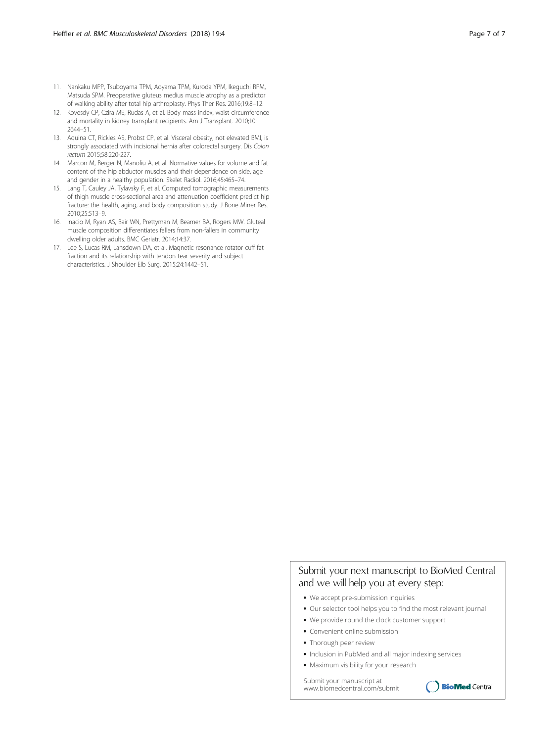11. Nankaku MPP, Tsuboyama TPM, Aoyama TPM, Kuroda YPM, Ikeguchi RPM, Matsuda SPM. Preoperative gluteus medius muscle atrophy as a predictor of walking ability after total hip arthroplasty. Phys Ther Res. 2016;19:8–12.
12. Kovesdy CP, Czira ME, Rudas A, et al. Body mass index, waist circumference and mortality in kidney transplant recipients. Am J Transplant. 2010;10:2644–51.
13. Aquina CT, Rickles AS, Probst CP, et al. Visceral obesity, not elevated BMI, is strongly associated with incisional hernia after colorectal surgery. Dis *Colon rectum* 2015;58:220-227.
14. Marcon M, Berger N, Manoliu A, et al. Normative values for volume and fat content of the hip abductor muscles and their dependence on side, age and gender in a healthy population. Skelet Radiol. 2016;45:465–74.
15. Lang T, Cauley JA, Tylavsky F, et al. Computed tomographic measurements of thigh muscle cross-sectional area and attenuation coefficient predict hip fracture: the health, aging, and body composition study. J Bone Miner Res. 2010;25:513–9.
16. Inacio M, Ryan AS, Bair WN, Prettyman M, Beamer BA, Rogers MW. Gluteal muscle composition differentiates fallers from non-fallers in community dwelling older adults. BMC Geriatr. 2014;14:37.
17. Lee S, Lucas RM, Lansdown DA, et al. Magnetic resonance rotator cuff fat fraction and its relationship with tendon tear severity and subject characteristics. J Shoulder Elb Surg. 2015;24:1442–51.

Submit your next manuscript to BioMed Central and we will help you at every step:

- We accept pre-submission inquiries
- Our selector tool helps you to find the most relevant journal
- We provide round the clock customer support
- Convenient online submission
- Thorough peer review
- Inclusion in PubMed and all major indexing services
- Maximum visibility for your research

Submit your manuscript at
www.biomedcentral.com/submit

BioMed Central